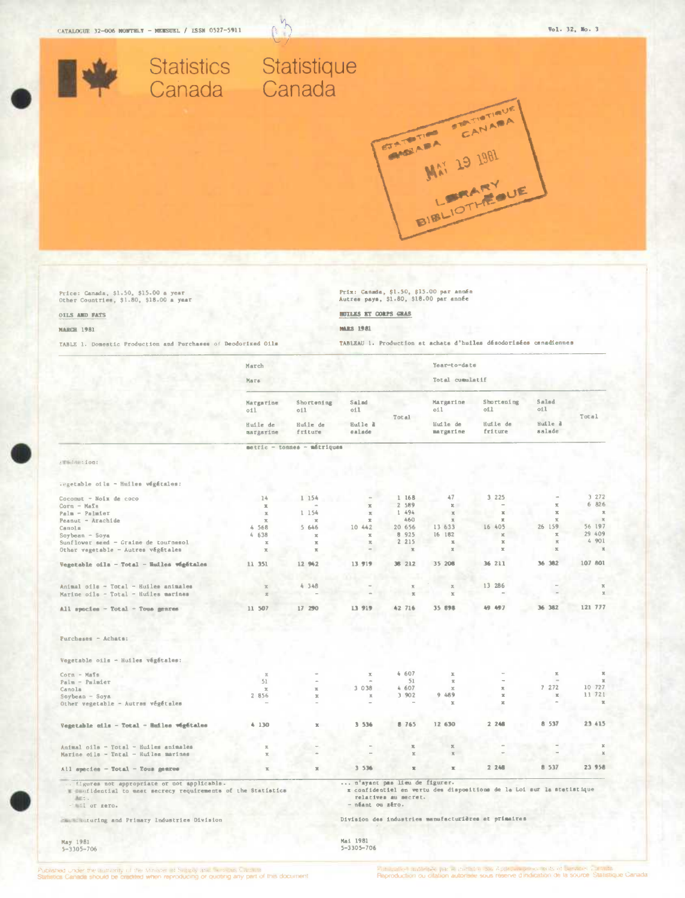CATALOGUE 32-006 MONTHLY - MENSUEL / ISSN 0527-5911

Vol. 32, No. 3

# Statistics Canada / Statistique Canada

STATISTICS CANADA / STATISTIQUE CANADA
MAY 19 1981
LIBRARY / BIBLIOTHÈQUE

Price: Canada, $1.50, $15.00 a year
Other Countries, $1.80, $18.00 a year

Prix: Canada, $1.50, $15.00 par année
Autres pays, $1.80, $18.00 par année

## OILS AND FATS / HUILES ET CORPS GRAS

**MARCH 1981 / MARS 1981**

TABLE 1. Domestic Production and Purchases of Deodorized Oils

TABLEAU 1. Production et achats d'huiles désodorisées canadiennes

| | March / Mars | | | | Year-to-date / Total cumulatif | | | |
|---|---|---|---|---|---|---|---|---|
| | Margarine oil / Huile de margarine | Shortening oil / Huile de friture | Salad oil / Huile à salade | Total | Margarine oil / Huile de margarine | Shortening oil / Huile de friture | Salad oil / Huile à salade | Total |
| | metric - tonnes - métriques | | | | | | | |
| **Production:** | | | | | | | | |
| Vegetable oils - Huiles végétales: | | | | | | | | |
| Coconut - Noix de coco | 14 | 1 154 | - | 1 168 | 47 | 3 225 | - | 3 272 |
| Corn - Maïs | x | - | x | 2 589 | x | - | x | 6 826 |
| Palm - Palmier | x | 1 154 | x | 1 494 | x | x | x | x |
| Peanut - Arachide | x | x | x | 460 | x | x | x | x |
| Canola | 4 568 | 5 646 | 10 442 | 20 656 | 13 633 | 16 405 | 26 159 | 56 197 |
| Soybean - Soya | 4 638 | x | x | 8 925 | 16 182 | x | x | 29 409 |
| Sunflower seed - Graine de tournesol | x | x | x | 2 215 | x | x | x | 4 901 |
| Other vegetable - Autres végétales | x | x | - | x | x | x | x | x |
| **Vegetable oils - Total - Huiles végétales** | **11 351** | **12 942** | **13 919** | **38 212** | **35 208** | **36 211** | **36 382** | **107 801** |
| Animal oils - Total - Huiles animales | x | 4 348 | - | x | x | 13 286 | - | x |
| Marine oils - Total - Huiles marines | x | - | - | x | x | - | - | x |
| **All species - Total - Tous genres** | **11 507** | **17 290** | **13 919** | **42 716** | **35 898** | **49 497** | **36 382** | **121 777** |
| **Purchases - Achats:** | | | | | | | | |
| Vegetable oils - Huiles végétales: | | | | | | | | |
| Corn - Maïs | x | - | x | 4 607 | x | - | x | x |
| Palm - Palmier | 51 | - | - | 51 | x | - | - | x |
| Canola | x | x | 3 038 | 4 607 | x | x | 7 272 | 10 727 |
| Soybean - Soya | 2 856 | x | x | 3 902 | 9 489 | x | x | 11 721 |
| Other vegetable - Autres végétales | - | - | - | - | x | x | - | x |
| **Vegetable oils - Total - Huiles végétales** | **4 130** | **x** | **3 536** | **8 765** | **12 630** | **2 248** | **8 537** | **23 415** |
| Animal oils - Total - Huiles animales | x | - | - | x | x | - | - | x |
| Marine oils - Total - Huiles marines | x | - | - | x | x | - | - | x |
| **All species - Total - Tous genres** | **x** | **x** | **3 536** | **x** | **x** | **2 248** | **8 537** | **23 958** |

... figures not appropriate or not applicable.
x confidential to meet secrecy requirements of the Statistics Act.
- nil or zero.

... n'ayant pas lieu de figurer.
x confidentiel en vertu des dispositions de la Loi sur la statistique relatives au secret.
- néant ou zéro.

Manufacturing and Primary Industries Division

Division des industries manufacturières et primaires

May 1981
5-3305-706

Mai 1981
5-3305-706

Published under the authority of the Minister of Supply and Services Canada
Statistics Canada should be credited when reproducing or quoting any part of this document

Publication autorisée par le ministre des Approvisionnements et Services Canada
Reproduction ou citation autorisée sous réserve d'indication de la source: Statistique Canada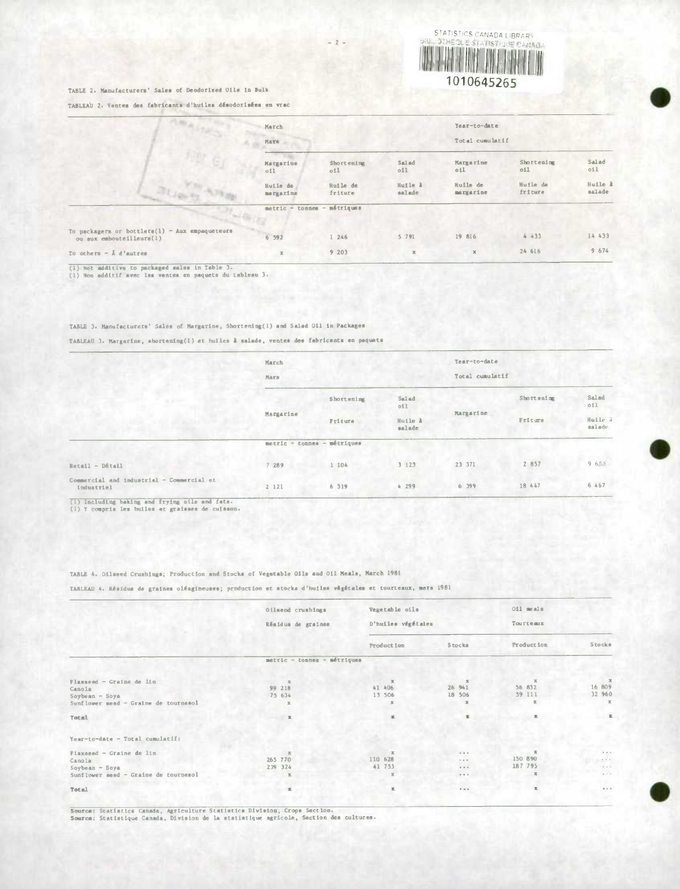TABLE 2. Manufacturers' Sales of Deodorized Oils in Bulk

TABLEAU 2. Ventes des fabricants d'huiles désodorisées en vrac

| | March<br>Mars | | | Year-to-date<br>Total cumulatif | | |
|---|---|---|---|---|---|---|
| | Margarine oil<br>Huile de margarine | Shortening oil<br>Huile de friture | Salad oil<br>Huile à salade | Margarine oil<br>Huile de margarine | Shortening oil<br>Huile de friture | Salad oil<br>Huile à salade |
| | metric - tonnes - métriques | | | | | |
| To packagers or bottlers(1) - Aux empaqueteurs ou aux embouteilleurs(1) | 6 592 | 1 246 | 5 791 | 19 816 | 4 433 | 14 433 |
| To others - À d'autres | x | 9 203 | x | x | 24 616 | 9 674 |

(1) Not additive to packaged sales in Table 3.
(1) Non additif avec les ventes en paquets du tableau 3.

TABLE 3. Manufacturers' Sales of Margarine, Shortening(1) and Salad Oil in Packages

TABLEAU 3. Margarine, shortening(1) et huiles à salade, ventes des fabricants en paquets

| | March<br>Mars | | | Year-to-date<br>Total cumulatif | | |
|---|---|---|---|---|---|---|
| | Margarine | Shortening<br>Friture | Salad oil<br>Huile à salade | Margarine | Shortening<br>Friture | Salad oil<br>Huile à salade |
| | metric - tonnes - métriques | | | | | |
| Retail - Détail | 7 289 | 1 104 | 3 123 | 23 371 | 2 857 | 9 655 |
| Commercial and industrial - Commercial et industriel | 2 121 | 6 319 | 4 299 | 6 399 | 18 447 | 6 467 |

(1) Including baking and frying oils and fats.
(1) Y compris les huiles et graisses de cuisson.

TABLE 4. Oilseed Crushings; Production and Stocks of Vegetable Oils and Oil Meals, March 1981

TABLEAU 4. Résidus de graines oléagineuses; production et stocks d'huiles végétales et tourteaux, mars 1981

| | Oilseed crushings<br>Résidus de graines | Vegetable oils<br>D'huiles végétales | | Oil meals<br>Tourteaux | |
|---|---|---|---|---|---|
| | | Production | Stocks | Production | Stocks |
| | metric - tonnes - métriques | | | | |
| Flaxseed - Graine de lin | x | x | x | x | x |
| Canola | 99 218 | 41 406 | 26 941 | 56 832 | 16 809 |
| Soybean - Soya | 75 634 | 13 506 | 18 506 | 59 111 | 32 960 |
| Sunflower seed - Graine de tournesol | x | x | x | x | x |
| Total | x | x | x | x | x |
| Year-to-date - Total cumulatif: | | | | | |
| Flaxseed - Graine de lin | x | x | ... | x | ... |
| Canola | 265 770 | 110 628 | ... | 150 890 | ... |
| Soybean - Soya | 239 324 | 41 753 | ... | 187 795 | ... |
| Sunflower seed - Graine de tournesol | x | x | ... | x | ... |
| Total | x | x | ... | x | ... |

Source: Statistics Canada, Agriculture Statistics Division, Crops Section.
Source: Statistique Canada, Division de la statistique agricole, Section des cultures.